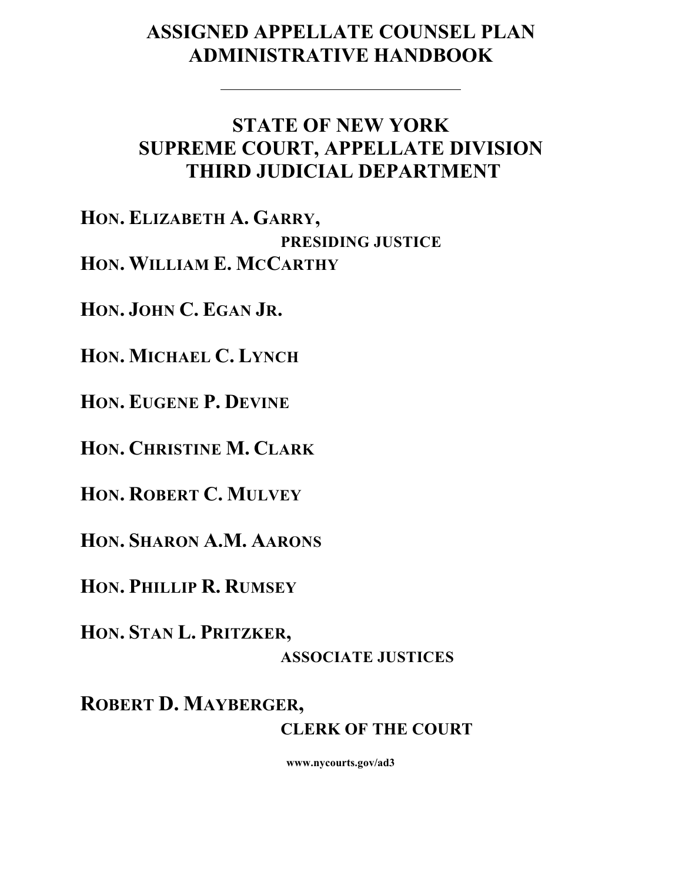# ASSIGNED APPELLATE COUNSEL PLAN
# ADMINISTRATIVE HANDBOOK

---

## STATE OF NEW YORK
## SUPREME COURT, APPELLATE DIVISION
## THIRD JUDICIAL DEPARTMENT

**HON. ELIZABETH A. GARRY,**
**PRESIDING JUSTICE**

**HON. WILLIAM E. MCCARTHY**

**HON. JOHN C. EGAN JR.**

**HON. MICHAEL C. LYNCH**

**HON. EUGENE P. DEVINE**

**HON. CHRISTINE M. CLARK**

**HON. ROBERT C. MULVEY**

**HON. SHARON A.M. AARONS**

**HON. PHILLIP R. RUMSEY**

**HON. STAN L. PRITZKER,**
**ASSOCIATE JUSTICES**

**ROBERT D. MAYBERGER,**
**CLERK OF THE COURT**

**www.nycourts.gov/ad3**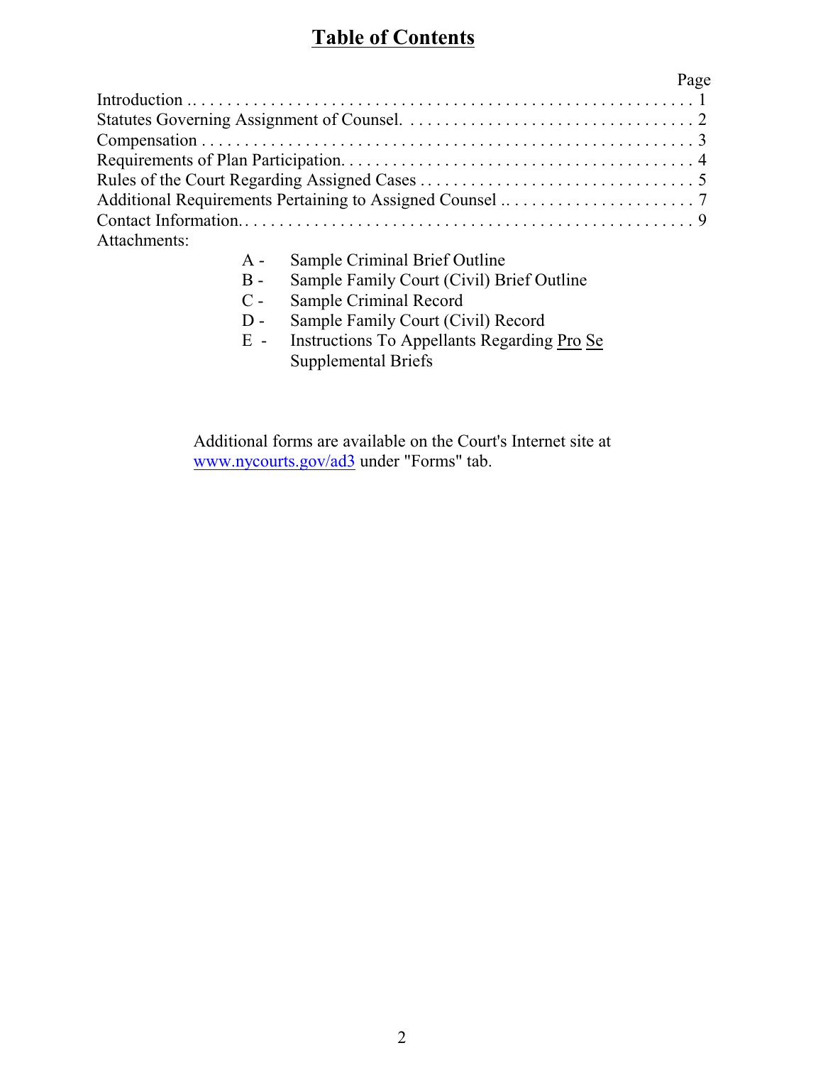# **Table of Contents**

| | Page |
|---|---|
| Introduction | 1 |
| Statutes Governing Assignment of Counsel. | 2 |
| Compensation | 3 |
| Requirements of Plan Participation. | 4 |
| Rules of the Court Regarding Assigned Cases | 5 |
| Additional Requirements Pertaining to Assigned Counsel | 7 |
| Contact Information. | 9 |

Attachments:

- A - Sample Criminal Brief Outline
- B - Sample Family Court (Civil) Brief Outline
- C - Sample Criminal Record
- D - Sample Family Court (Civil) Record
- E - Instructions To Appellants Regarding Pro Se Supplemental Briefs

Additional forms are available on the Court's Internet site at www.nycourts.gov/ad3 under "Forms" tab.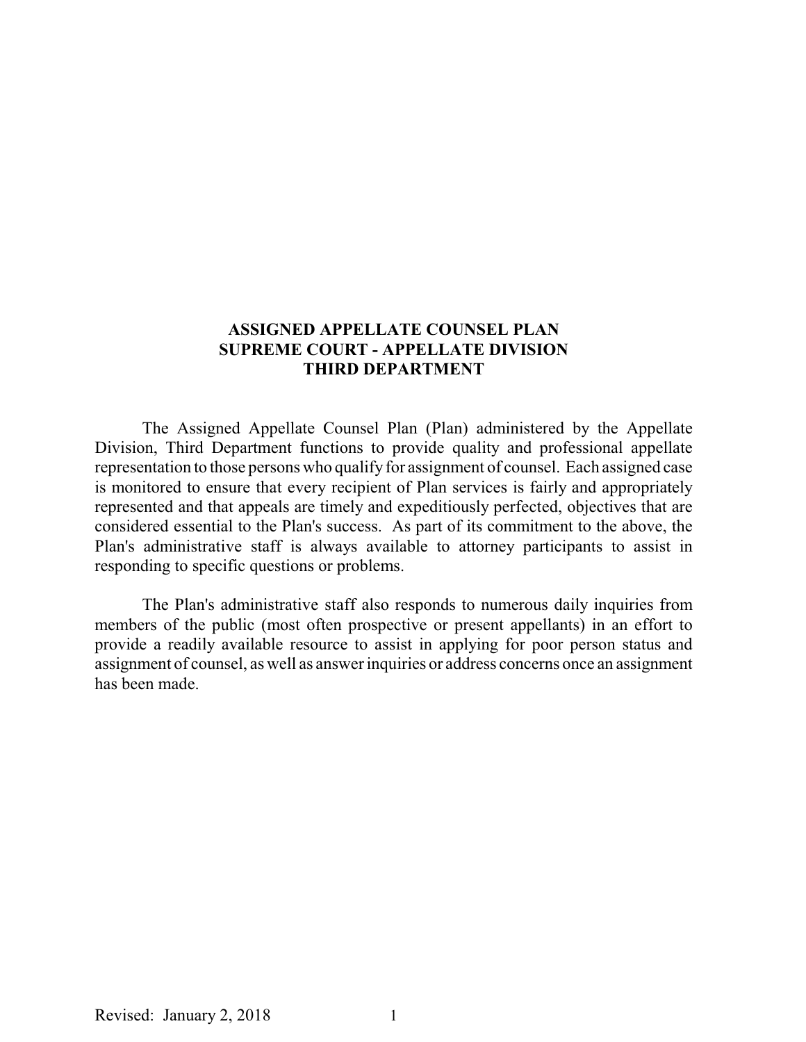# ASSIGNED APPELLATE COUNSEL PLAN
# SUPREME COURT - APPELLATE DIVISION
# THIRD DEPARTMENT

The Assigned Appellate Counsel Plan (Plan) administered by the Appellate Division, Third Department functions to provide quality and professional appellate representation to those persons who qualify for assignment of counsel. Each assigned case is monitored to ensure that every recipient of Plan services is fairly and appropriately represented and that appeals are timely and expeditiously perfected, objectives that are considered essential to the Plan's success. As part of its commitment to the above, the Plan's administrative staff is always available to attorney participants to assist in responding to specific questions or problems.

The Plan's administrative staff also responds to numerous daily inquiries from members of the public (most often prospective or present appellants) in an effort to provide a readily available resource to assist in applying for poor person status and assignment of counsel, as well as answer inquiries or address concerns once an assignment has been made.

Revised: January 2, 2018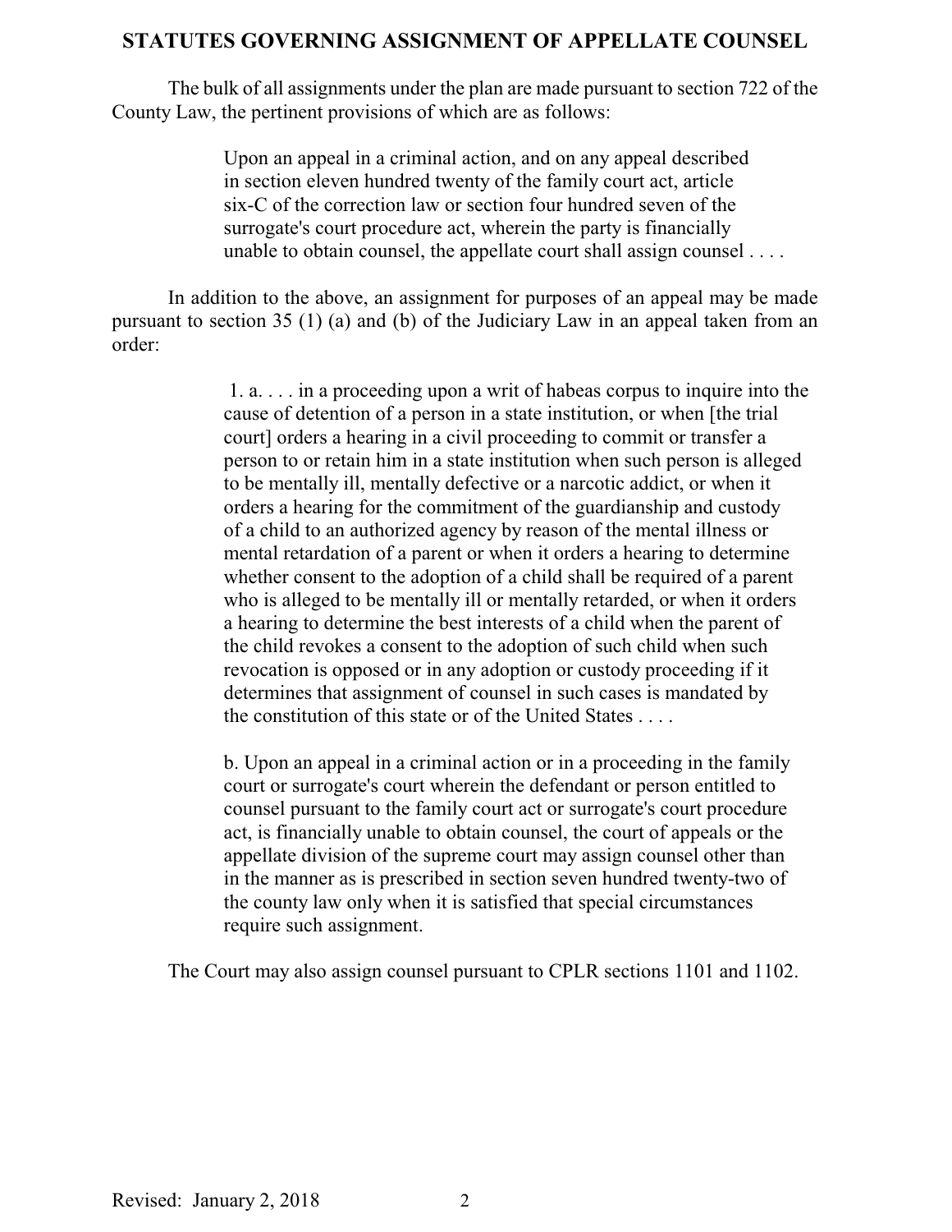## STATUTES GOVERNING ASSIGNMENT OF APPELLATE COUNSEL

The bulk of all assignments under the plan are made pursuant to section 722 of the County Law, the pertinent provisions of which are as follows:

> Upon an appeal in a criminal action, and on any appeal described in section eleven hundred twenty of the family court act, article six-C of the correction law or section four hundred seven of the surrogate's court procedure act, wherein the party is financially unable to obtain counsel, the appellate court shall assign counsel . . . .

In addition to the above, an assignment for purposes of an appeal may be made pursuant to section 35 (1) (a) and (b) of the Judiciary Law in an appeal taken from an order:

> 1. a. . . . in a proceeding upon a writ of habeas corpus to inquire into the cause of detention of a person in a state institution, or when [the trial court] orders a hearing in a civil proceeding to commit or transfer a person to or retain him in a state institution when such person is alleged to be mentally ill, mentally defective or a narcotic addict, or when it orders a hearing for the commitment of the guardianship and custody of a child to an authorized agency by reason of the mental illness or mental retardation of a parent or when it orders a hearing to determine whether consent to the adoption of a child shall be required of a parent who is alleged to be mentally ill or mentally retarded, or when it orders a hearing to determine the best interests of a child when the parent of the child revokes a consent to the adoption of such child when such revocation is opposed or in any adoption or custody proceeding if it determines that assignment of counsel in such cases is mandated by the constitution of this state or of the United States . . . .
>
> b. Upon an appeal in a criminal action or in a proceeding in the family court or surrogate's court wherein the defendant or person entitled to counsel pursuant to the family court act or surrogate's court procedure act, is financially unable to obtain counsel, the court of appeals or the appellate division of the supreme court may assign counsel other than in the manner as is prescribed in section seven hundred twenty-two of the county law only when it is satisfied that special circumstances require such assignment.

The Court may also assign counsel pursuant to CPLR sections 1101 and 1102.

Revised: January 2, 2018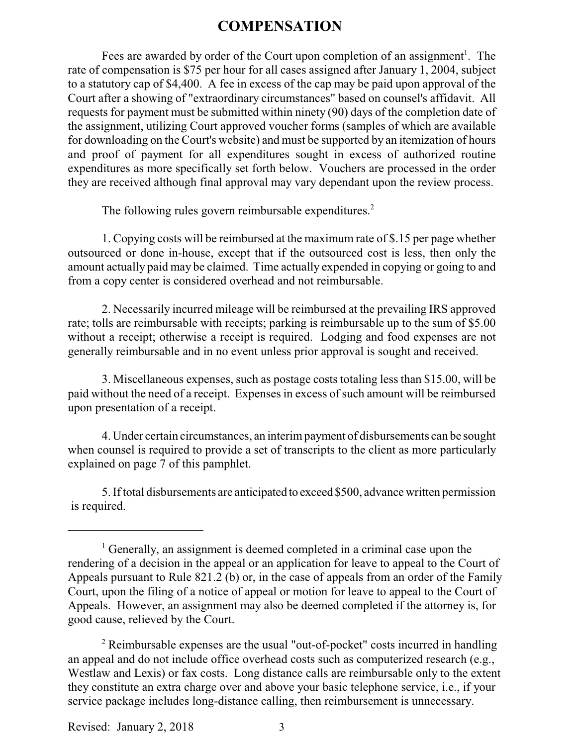# COMPENSATION

Fees are awarded by order of the Court upon completion of an assignment[1]. The rate of compensation is $75 per hour for all cases assigned after January 1, 2004, subject to a statutory cap of $4,400. A fee in excess of the cap may be paid upon approval of the Court after a showing of "extraordinary circumstances" based on counsel's affidavit. All requests for payment must be submitted within ninety (90) days of the completion date of the assignment, utilizing Court approved voucher forms (samples of which are available for downloading on the Court's website) and must be supported by an itemization of hours and proof of payment for all expenditures sought in excess of authorized routine expenditures as more specifically set forth below. Vouchers are processed in the order they are received although final approval may vary dependant upon the review process.

The following rules govern reimbursable expenditures.[2]

1. Copying costs will be reimbursed at the maximum rate of $.15 per page whether outsourced or done in-house, except that if the outsourced cost is less, then only the amount actually paid may be claimed. Time actually expended in copying or going to and from a copy center is considered overhead and not reimbursable.

2. Necessarily incurred mileage will be reimbursed at the prevailing IRS approved rate; tolls are reimbursable with receipts; parking is reimbursable up to the sum of $5.00 without a receipt; otherwise a receipt is required. Lodging and food expenses are not generally reimbursable and in no event unless prior approval is sought and received.

3. Miscellaneous expenses, such as postage costs totaling less than $15.00, will be paid without the need of a receipt. Expenses in excess of such amount will be reimbursed upon presentation of a receipt.

4. Under certain circumstances, an interim payment of disbursements can be sought when counsel is required to provide a set of transcripts to the client as more particularly explained on page 7 of this pamphlet.

5. If total disbursements are anticipated to exceed $500, advance written permission is required.

---

[1] Generally, an assignment is deemed completed in a criminal case upon the rendering of a decision in the appeal or an application for leave to appeal to the Court of Appeals pursuant to Rule 821.2 (b) or, in the case of appeals from an order of the Family Court, upon the filing of a notice of appeal or motion for leave to appeal to the Court of Appeals. However, an assignment may also be deemed completed if the attorney is, for good cause, relieved by the Court.

[2] Reimbursable expenses are the usual "out-of-pocket" costs incurred in handling an appeal and do not include office overhead costs such as computerized research (e.g., Westlaw and Lexis) or fax costs. Long distance calls are reimbursable only to the extent they constitute an extra charge over and above your basic telephone service, i.e., if your service package includes long-distance calling, then reimbursement is unnecessary.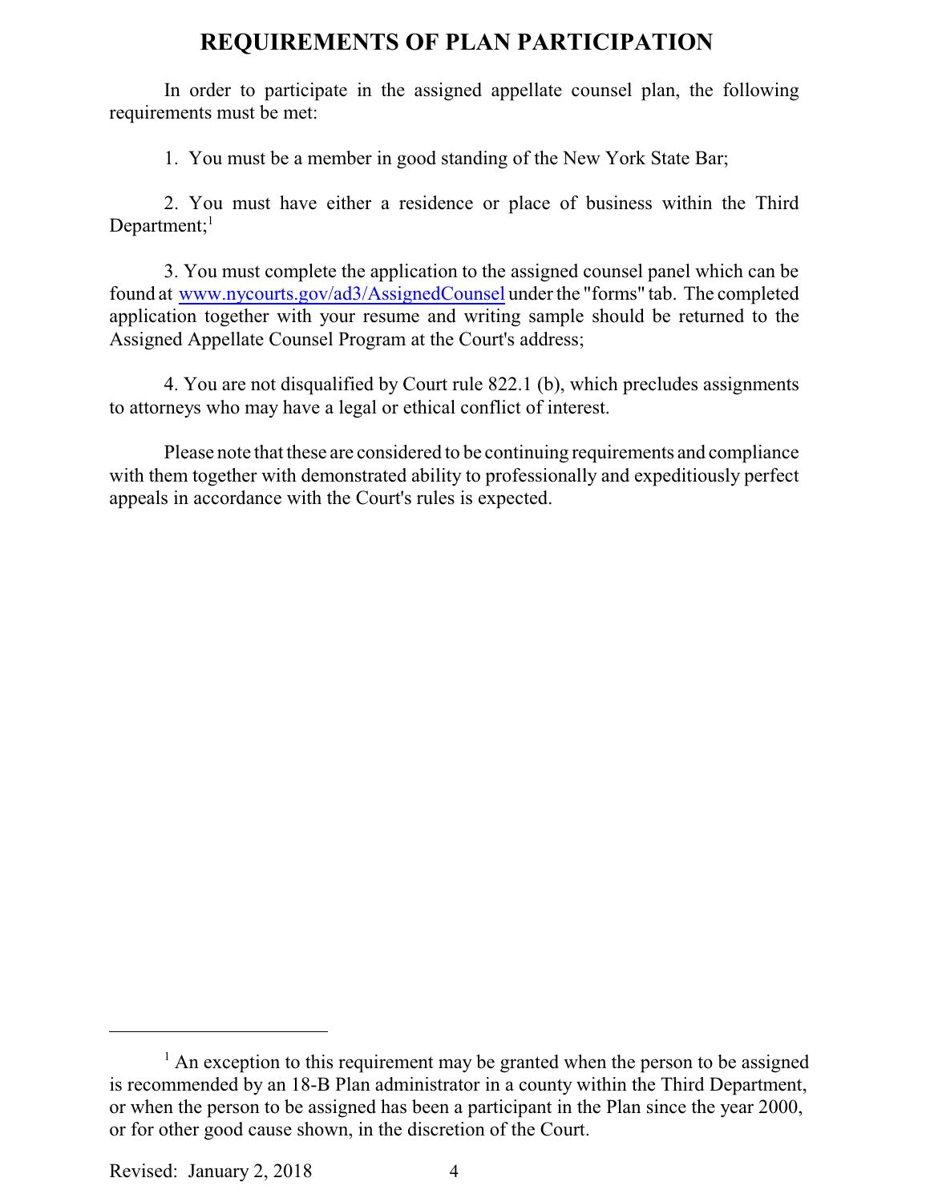# REQUIREMENTS OF PLAN PARTICIPATION

In order to participate in the assigned appellate counsel plan, the following requirements must be met:

1. You must be a member in good standing of the New York State Bar;

2. You must have either a residence or place of business within the Third Department;[1]

3. You must complete the application to the assigned counsel panel which can be found at www.nycourts.gov/ad3/AssignedCounsel under the "forms" tab. The completed application together with your resume and writing sample should be returned to the Assigned Appellate Counsel Program at the Court's address;

4. You are not disqualified by Court rule 822.1 (b), which precludes assignments to attorneys who may have a legal or ethical conflict of interest.

Please note that these are considered to be continuing requirements and compliance with them together with demonstrated ability to professionally and expeditiously perfect appeals in accordance with the Court's rules is expected.

---

[1] An exception to this requirement may be granted when the person to be assigned is recommended by an 18-B Plan administrator in a county within the Third Department, or when the person to be assigned has been a participant in the Plan since the year 2000, or for other good cause shown, in the discretion of the Court.

Revised: January 2, 2018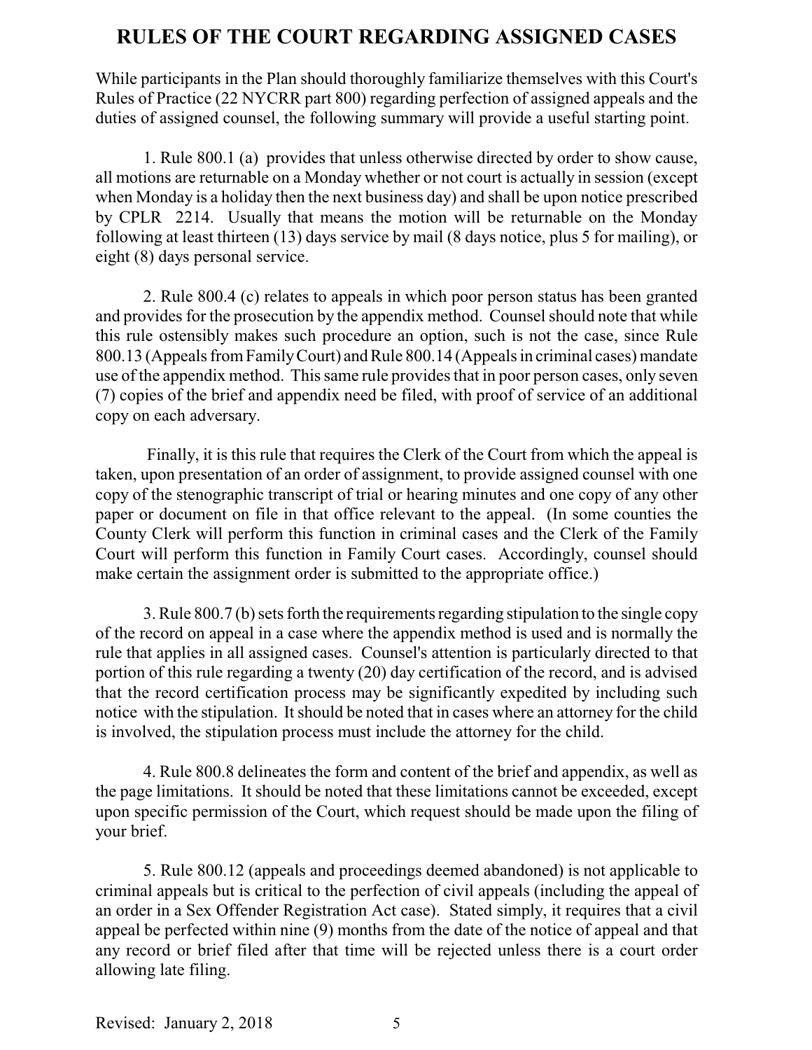# RULES OF THE COURT REGARDING ASSIGNED CASES

While participants in the Plan should thoroughly familiarize themselves with this Court's Rules of Practice (22 NYCRR part 800) regarding perfection of assigned appeals and the duties of assigned counsel, the following summary will provide a useful starting point.

1. Rule 800.1 (a) provides that unless otherwise directed by order to show cause, all motions are returnable on a Monday whether or not court is actually in session (except when Monday is a holiday then the next business day) and shall be upon notice prescribed by CPLR 2214. Usually that means the motion will be returnable on the Monday following at least thirteen (13) days service by mail (8 days notice, plus 5 for mailing), or eight (8) days personal service.

2. Rule 800.4 (c) relates to appeals in which poor person status has been granted and provides for the prosecution by the appendix method. Counsel should note that while this rule ostensibly makes such procedure an option, such is not the case, since Rule 800.13 (Appeals from Family Court) and Rule 800.14 (Appeals in criminal cases) mandate use of the appendix method. This same rule provides that in poor person cases, only seven (7) copies of the brief and appendix need be filed, with proof of service of an additional copy on each adversary.

Finally, it is this rule that requires the Clerk of the Court from which the appeal is taken, upon presentation of an order of assignment, to provide assigned counsel with one copy of the stenographic transcript of trial or hearing minutes and one copy of any other paper or document on file in that office relevant to the appeal. (In some counties the County Clerk will perform this function in criminal cases and the Clerk of the Family Court will perform this function in Family Court cases. Accordingly, counsel should make certain the assignment order is submitted to the appropriate office.)

3. Rule 800.7 (b) sets forth the requirements regarding stipulation to the single copy of the record on appeal in a case where the appendix method is used and is normally the rule that applies in all assigned cases. Counsel's attention is particularly directed to that portion of this rule regarding a twenty (20) day certification of the record, and is advised that the record certification process may be significantly expedited by including such notice with the stipulation. It should be noted that in cases where an attorney for the child is involved, the stipulation process must include the attorney for the child.

4. Rule 800.8 delineates the form and content of the brief and appendix, as well as the page limitations. It should be noted that these limitations cannot be exceeded, except upon specific permission of the Court, which request should be made upon the filing of your brief.

5. Rule 800.12 (appeals and proceedings deemed abandoned) is not applicable to criminal appeals but is critical to the perfection of civil appeals (including the appeal of an order in a Sex Offender Registration Act case). Stated simply, it requires that a civil appeal be perfected within nine (9) months from the date of the notice of appeal and that any record or brief filed after that time will be rejected unless there is a court order allowing late filing.

Revised: January 2, 2018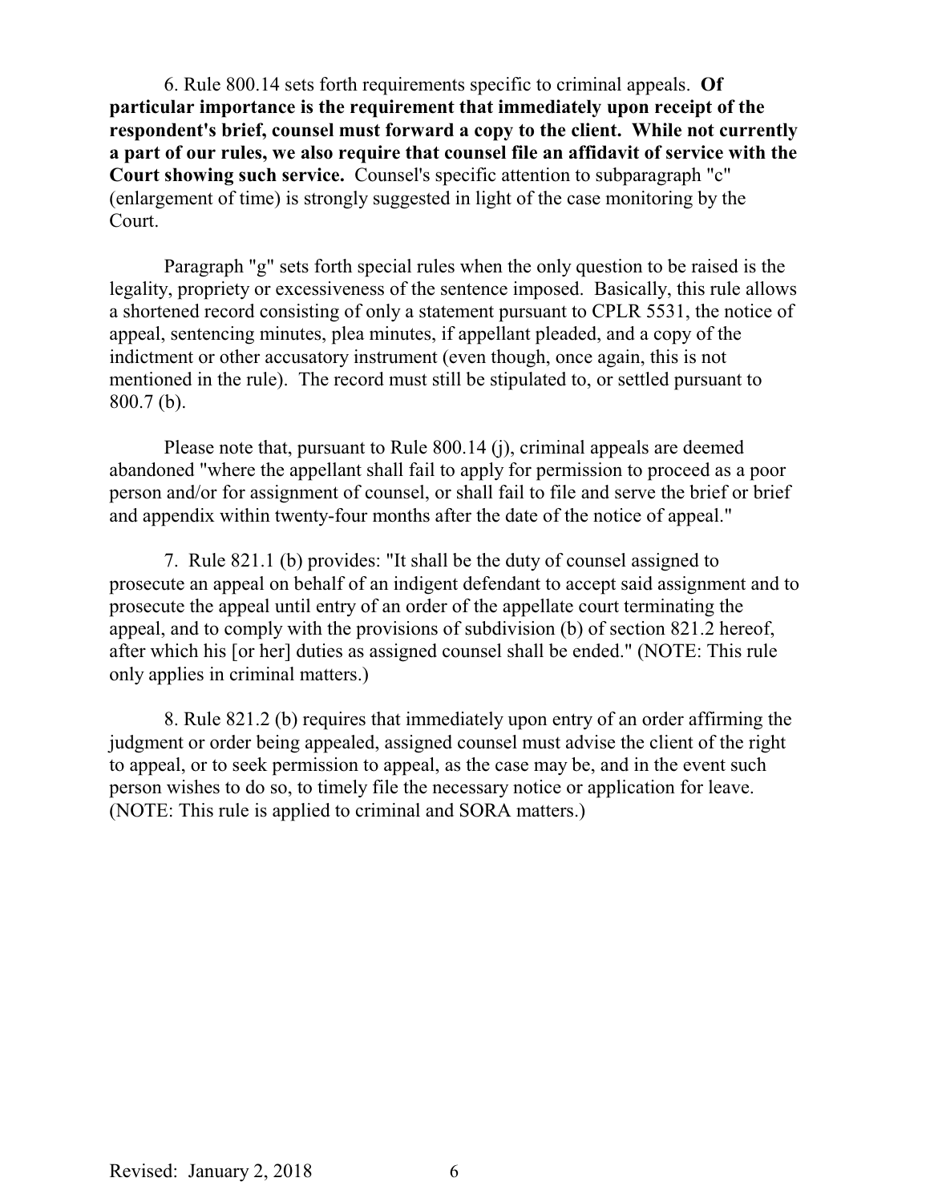6. Rule 800.14 sets forth requirements specific to criminal appeals. **Of particular importance is the requirement that immediately upon receipt of the respondent's brief, counsel must forward a copy to the client. While not currently a part of our rules, we also require that counsel file an affidavit of service with the Court showing such service.** Counsel's specific attention to subparagraph "c" (enlargement of time) is strongly suggested in light of the case monitoring by the Court.

Paragraph "g" sets forth special rules when the only question to be raised is the legality, propriety or excessiveness of the sentence imposed. Basically, this rule allows a shortened record consisting of only a statement pursuant to CPLR 5531, the notice of appeal, sentencing minutes, plea minutes, if appellant pleaded, and a copy of the indictment or other accusatory instrument (even though, once again, this is not mentioned in the rule). The record must still be stipulated to, or settled pursuant to 800.7 (b).

Please note that, pursuant to Rule 800.14 (j), criminal appeals are deemed abandoned "where the appellant shall fail to apply for permission to proceed as a poor person and/or for assignment of counsel, or shall fail to file and serve the brief or brief and appendix within twenty-four months after the date of the notice of appeal."

7. Rule 821.1 (b) provides: "It shall be the duty of counsel assigned to prosecute an appeal on behalf of an indigent defendant to accept said assignment and to prosecute the appeal until entry of an order of the appellate court terminating the appeal, and to comply with the provisions of subdivision (b) of section 821.2 hereof, after which his [or her] duties as assigned counsel shall be ended." (NOTE: This rule only applies in criminal matters.)

8. Rule 821.2 (b) requires that immediately upon entry of an order affirming the judgment or order being appealed, assigned counsel must advise the client of the right to appeal, or to seek permission to appeal, as the case may be, and in the event such person wishes to do so, to timely file the necessary notice or application for leave. (NOTE: This rule is applied to criminal and SORA matters.)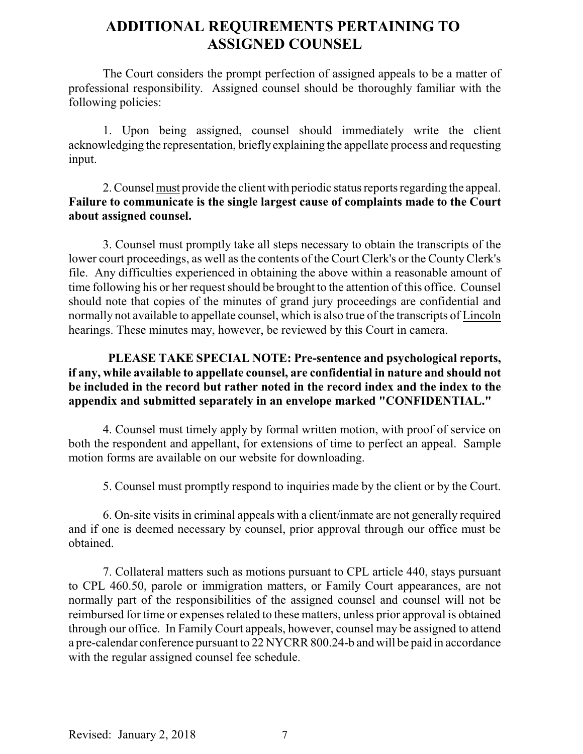# ADDITIONAL REQUIREMENTS PERTAINING TO ASSIGNED COUNSEL

The Court considers the prompt perfection of assigned appeals to be a matter of professional responsibility. Assigned counsel should be thoroughly familiar with the following policies:

1. Upon being assigned, counsel should immediately write the client acknowledging the representation, briefly explaining the appellate process and requesting input.

2. Counsel must provide the client with periodic status reports regarding the appeal. **Failure to communicate is the single largest cause of complaints made to the Court about assigned counsel.**

3. Counsel must promptly take all steps necessary to obtain the transcripts of the lower court proceedings, as well as the contents of the Court Clerk's or the County Clerk's file. Any difficulties experienced in obtaining the above within a reasonable amount of time following his or her request should be brought to the attention of this office. Counsel should note that copies of the minutes of grand jury proceedings are confidential and normally not available to appellate counsel, which is also true of the transcripts of Lincoln hearings. These minutes may, however, be reviewed by this Court in camera.

**PLEASE TAKE SPECIAL NOTE: Pre-sentence and psychological reports, if any, while available to appellate counsel, are confidential in nature and should not be included in the record but rather noted in the record index and the index to the appendix and submitted separately in an envelope marked "CONFIDENTIAL."**

4. Counsel must timely apply by formal written motion, with proof of service on both the respondent and appellant, for extensions of time to perfect an appeal. Sample motion forms are available on our website for downloading.

5. Counsel must promptly respond to inquiries made by the client or by the Court.

6. On-site visits in criminal appeals with a client/inmate are not generally required and if one is deemed necessary by counsel, prior approval through our office must be obtained.

7. Collateral matters such as motions pursuant to CPL article 440, stays pursuant to CPL 460.50, parole or immigration matters, or Family Court appearances, are not normally part of the responsibilities of the assigned counsel and counsel will not be reimbursed for time or expenses related to these matters, unless prior approval is obtained through our office. In Family Court appeals, however, counsel may be assigned to attend a pre-calendar conference pursuant to 22 NYCRR 800.24-b and will be paid in accordance with the regular assigned counsel fee schedule.

Revised: January 2, 2018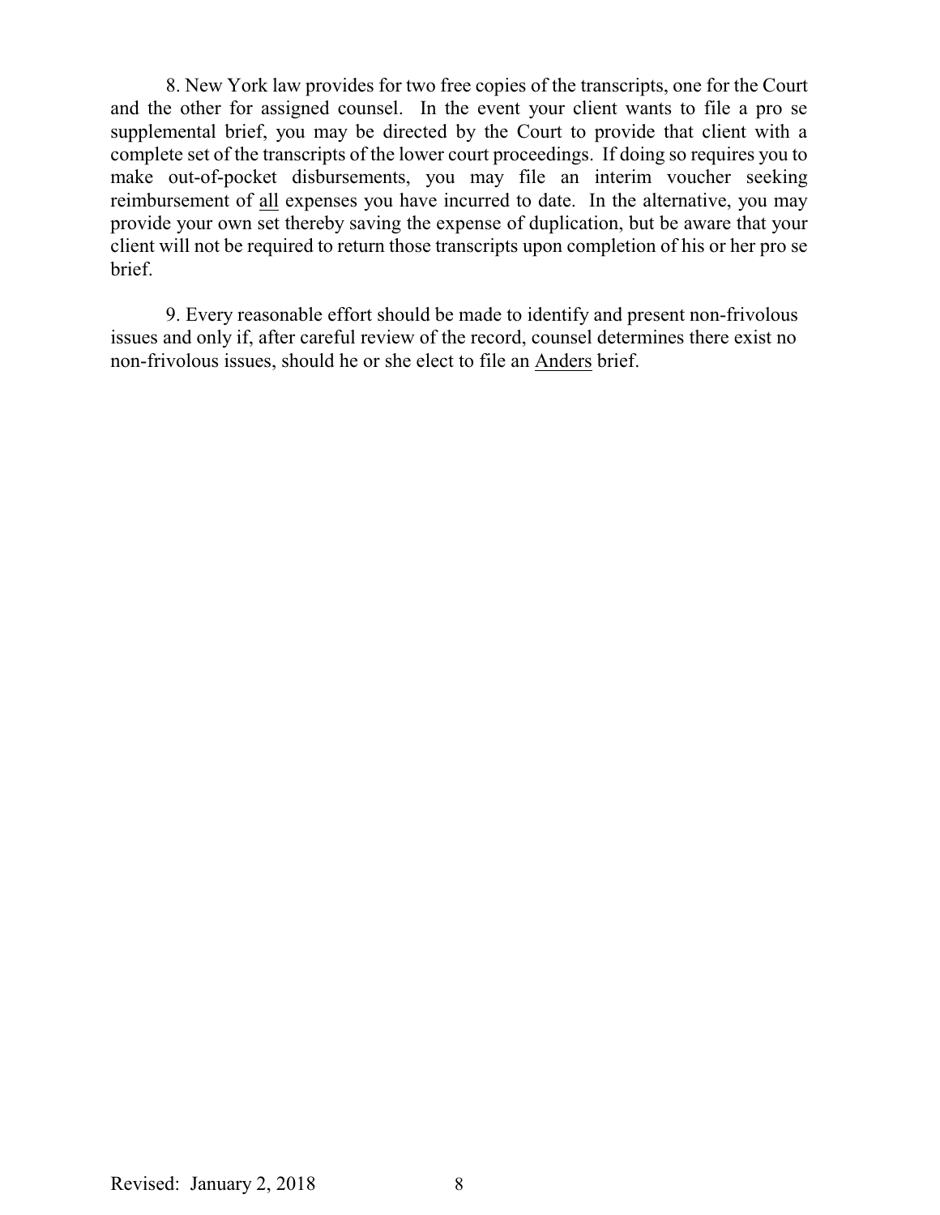8. New York law provides for two free copies of the transcripts, one for the Court and the other for assigned counsel. In the event your client wants to file a pro se supplemental brief, you may be directed by the Court to provide that client with a complete set of the transcripts of the lower court proceedings. If doing so requires you to make out-of-pocket disbursements, you may file an interim voucher seeking reimbursement of <u>all</u> expenses you have incurred to date. In the alternative, you may provide your own set thereby saving the expense of duplication, but be aware that your client will not be required to return those transcripts upon completion of his or her pro se brief.

9. Every reasonable effort should be made to identify and present non-frivolous issues and only if, after careful review of the record, counsel determines there exist no non-frivolous issues, should he or she elect to file an <u>Anders</u> brief.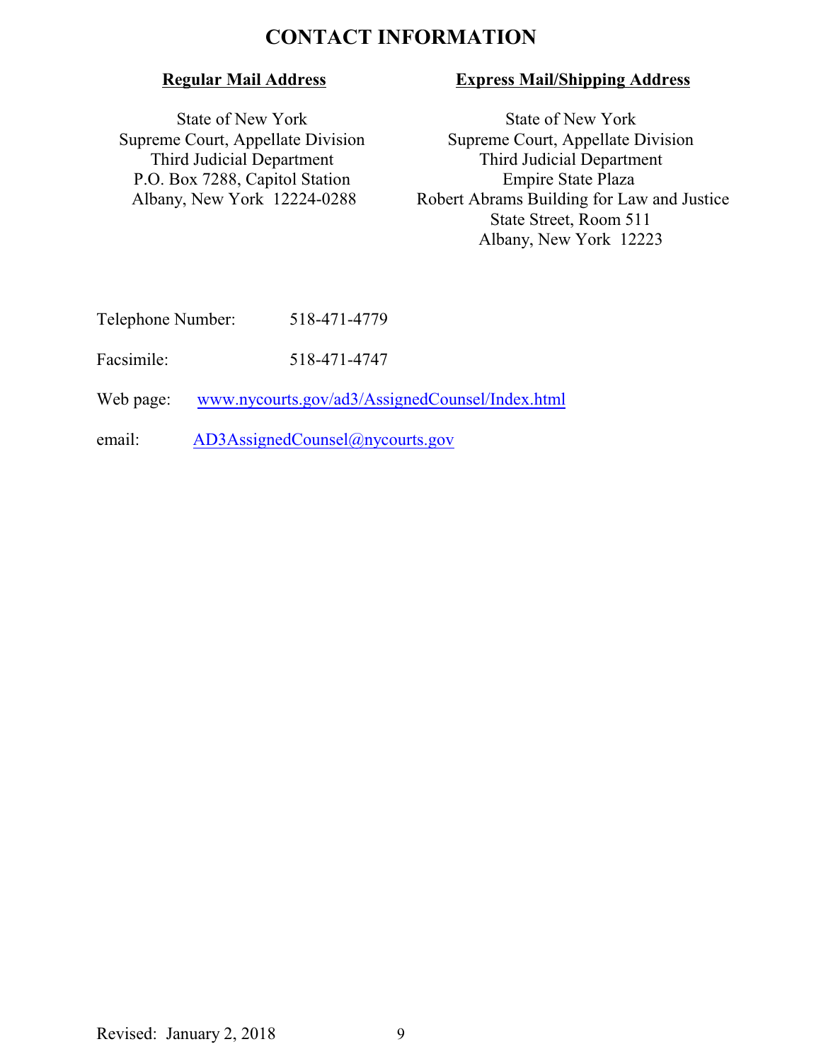# CONTACT INFORMATION

**Regular Mail Address**

State of New York
Supreme Court, Appellate Division
Third Judicial Department
P.O. Box 7288, Capitol Station
Albany, New York 12224-0288

**Express Mail/Shipping Address**

State of New York
Supreme Court, Appellate Division
Third Judicial Department
Empire State Plaza
Robert Abrams Building for Law and Justice
State Street, Room 511
Albany, New York 12223

Telephone Number: 518-471-4779

Facsimile: 518-471-4747

Web page: www.nycourts.gov/ad3/AssignedCounsel/Index.html

email: AD3AssignedCounsel@nycourts.gov

Revised: January 2, 2018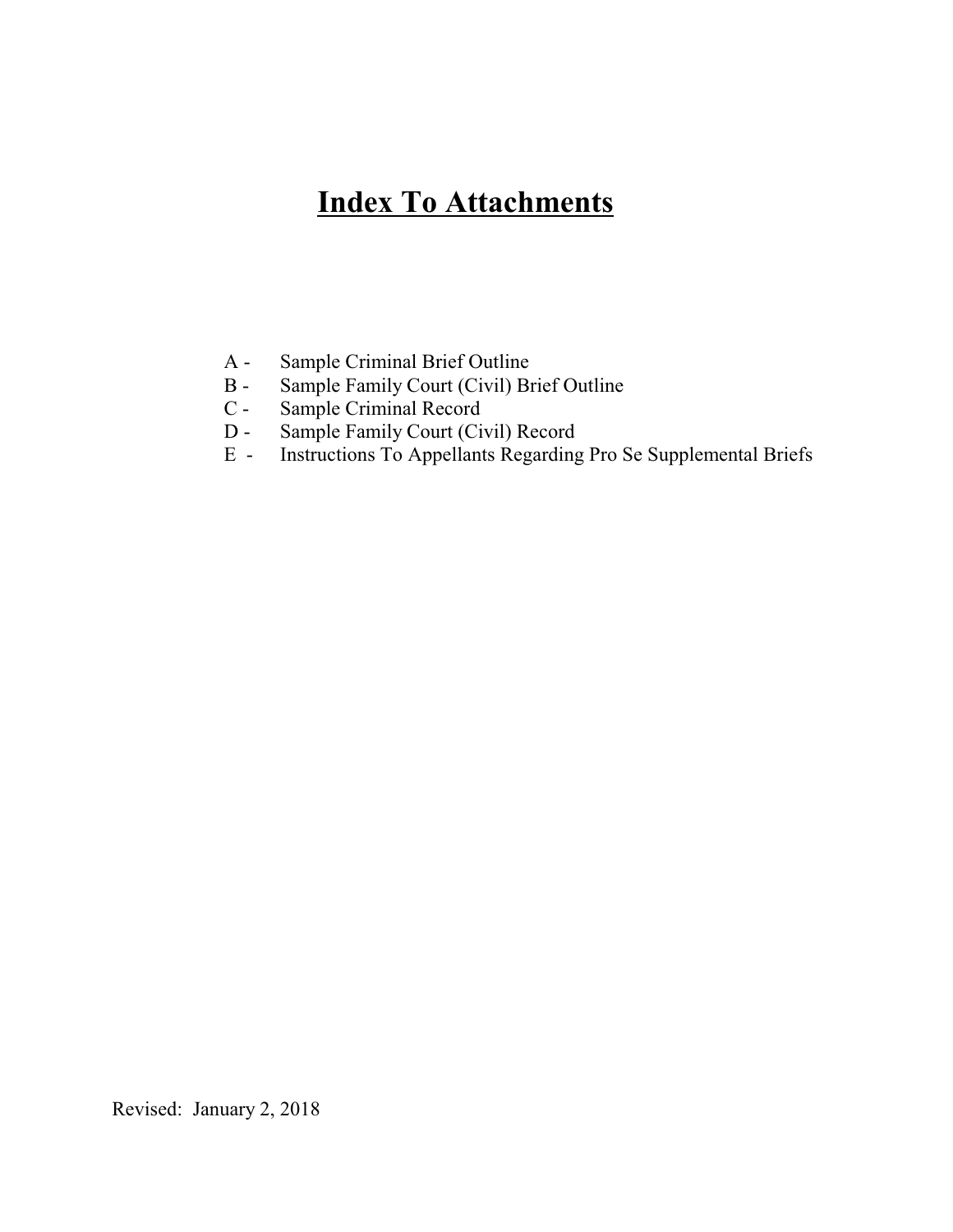# **Index To Attachments**

A - Sample Criminal Brief Outline
B - Sample Family Court (Civil) Brief Outline
C - Sample Criminal Record
D - Sample Family Court (Civil) Record
E - Instructions To Appellants Regarding Pro Se Supplemental Briefs

Revised: January 2, 2018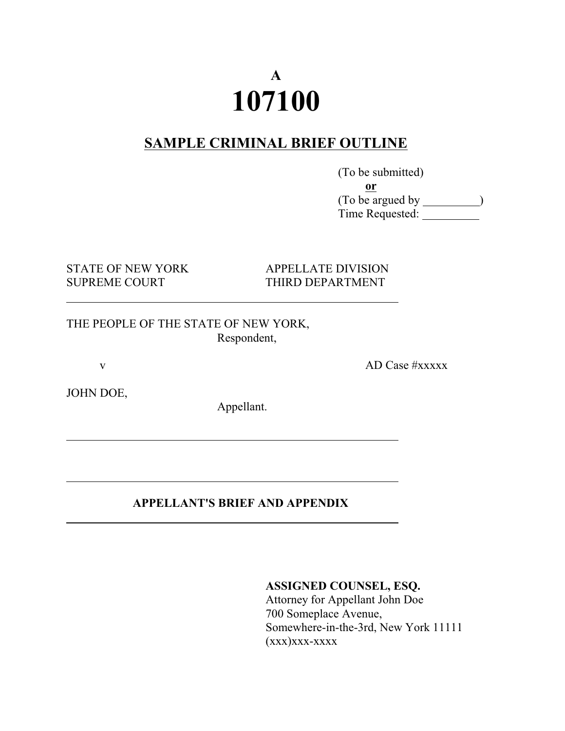A

# 107100

## SAMPLE CRIMINAL BRIEF OUTLINE

(To be submitted)
**or**
(To be argued by __________)
Time Requested: __________

STATE OF NEW YORK SUPREME COURT

APPELLATE DIVISION THIRD DEPARTMENT

---

THE PEOPLE OF THE STATE OF NEW YORK,
Respondent,

v

AD Case #xxxxx

JOHN DOE,
Appellant.

---

---

**APPELLANT'S BRIEF AND APPENDIX**

---

**ASSIGNED COUNSEL, ESQ.**
Attorney for Appellant John Doe
700 Someplace Avenue,
Somewhere-in-the-3rd, New York 11111
(xxx)xxx-xxxx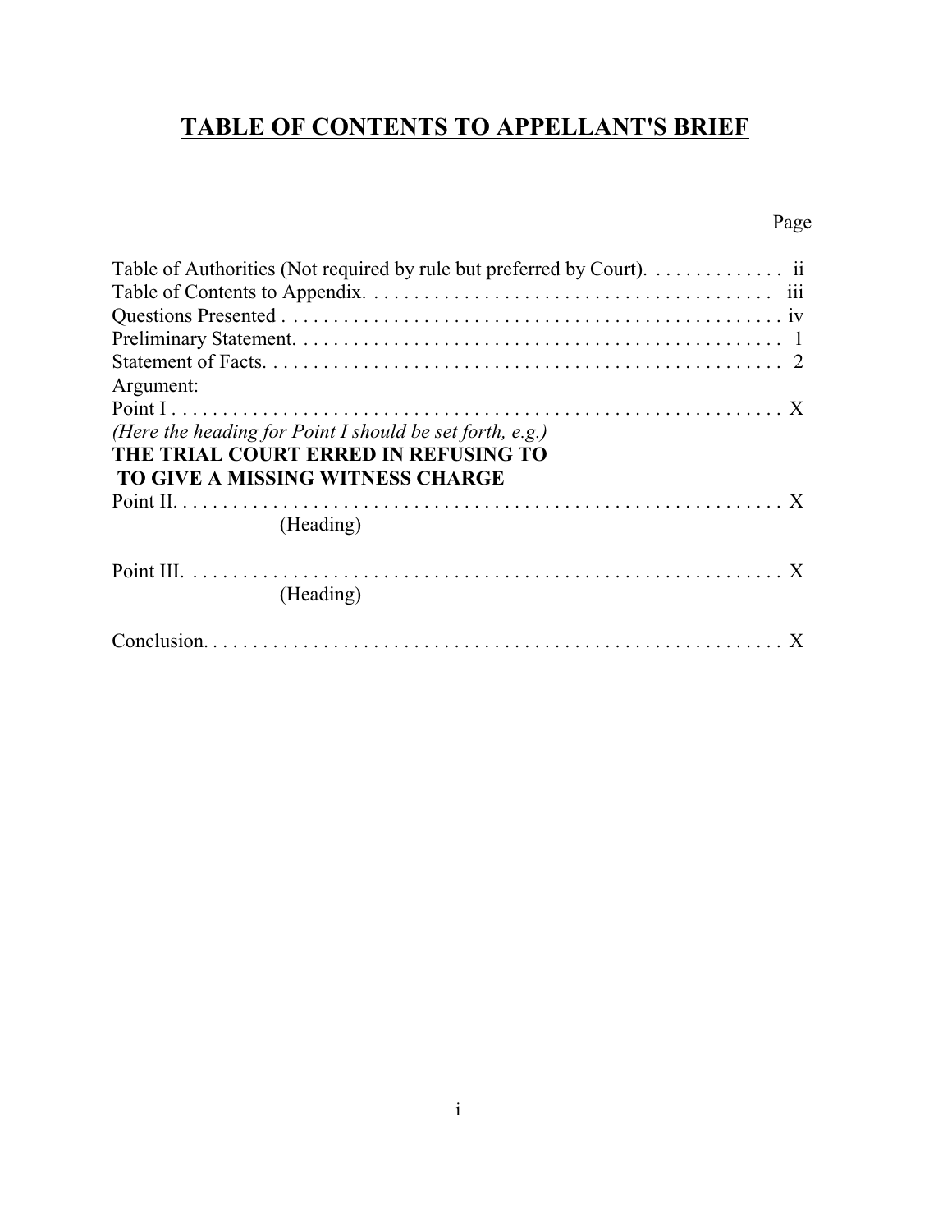# TABLE OF CONTENTS TO APPELLANT'S BRIEF

| | Page |
|---|---|
| Table of Authorities (Not required by rule but preferred by Court) | ii |
| Table of Contents to Appendix | iii |
| Questions Presented | iv |
| Preliminary Statement | 1 |
| Statement of Facts | 2 |
| Argument: | |
| Point I | X |
| *(Here the heading for Point I should be set forth, e.g.)* **THE TRIAL COURT ERRED IN REFUSING TO TO GIVE A MISSING WITNESS CHARGE** | |
| Point II | X |
| (Heading) | |
| Point III | X |
| (Heading) | |
| Conclusion | X |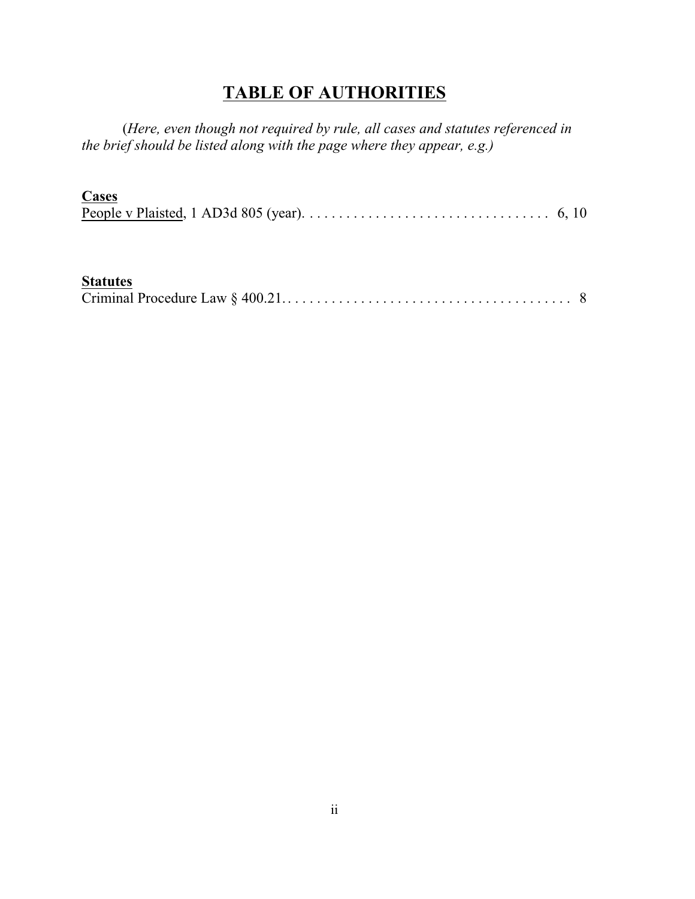# **TABLE OF AUTHORITIES**

(*Here, even though not required by rule, all cases and statutes referenced in the brief should be listed along with the page where they appear, e.g.)*

**Cases**

People v Plaisted, 1 AD3d 805 (year). . . . . . . . . . . . . . . . . . . . . . . . . . . . . . . . . . 6, 10

**Statutes**

Criminal Procedure Law § 400.21. . . . . . . . . . . . . . . . . . . . . . . . . . . . . . . . . . . . . . . . 8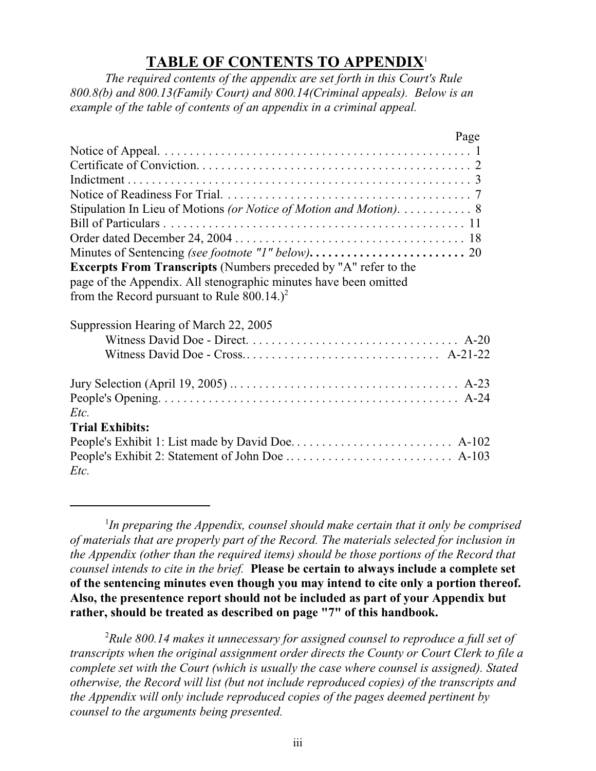# TABLE OF CONTENTS TO APPENDIX[1]

*The required contents of the appendix are set forth in this Court's Rule 800.8(b) and 800.13(Family Court) and 800.14(Criminal appeals). Below is an example of the table of contents of an appendix in a criminal appeal.*

| | Page |
|---|---|
| Notice of Appeal. | 1 |
| Certificate of Conviction. | 2 |
| Indictment | 3 |
| Notice of Readiness For Trial. | 7 |
| Stipulation In Lieu of Motions *(or Notice of Motion and Motion)*. | 8 |
| Bill of Particulars | 11 |
| Order dated December 24, 2004 | 18 |
| Minutes of Sentencing *(see footnote "1" below)* | 20 |
| **Excerpts From Transcripts** (Numbers preceded by "A" refer to the page of the Appendix. All stenographic minutes have been omitted from the Record pursuant to Rule 800.14.)[2] | |
| Suppression Hearing of March 22, 2005 | |
| Witness David Doe - Direct. | A-20 |
| Witness David Doe - Cross. | A-21-22 |
| Jury Selection (April 19, 2005) | A-23 |
| People's Opening. | A-24 |
| *Etc.* | |
| **Trial Exhibits:** | |
| People's Exhibit 1: List made by David Doe. | A-102 |
| People's Exhibit 2: Statement of John Doe | A-103 |
| *Etc.* | |

---

[1]*In preparing the Appendix, counsel should make certain that it only be comprised of materials that are properly part of the Record. The materials selected for inclusion in the Appendix (other than the required items) should be those portions of the Record that counsel intends to cite in the brief.* **Please be certain to always include a complete set of the sentencing minutes even though you may intend to cite only a portion thereof. Also, the presentence report should not be included as part of your Appendix but rather, should be treated as described on page "7" of this handbook.**

[2]*Rule 800.14 makes it unnecessary for assigned counsel to reproduce a full set of transcripts when the original assignment order directs the County or Court Clerk to file a complete set with the Court (which is usually the case where counsel is assigned). Stated otherwise, the Record will list (but not include reproduced copies) of the transcripts and the Appendix will only include reproduced copies of the pages deemed pertinent by counsel to the arguments being presented.*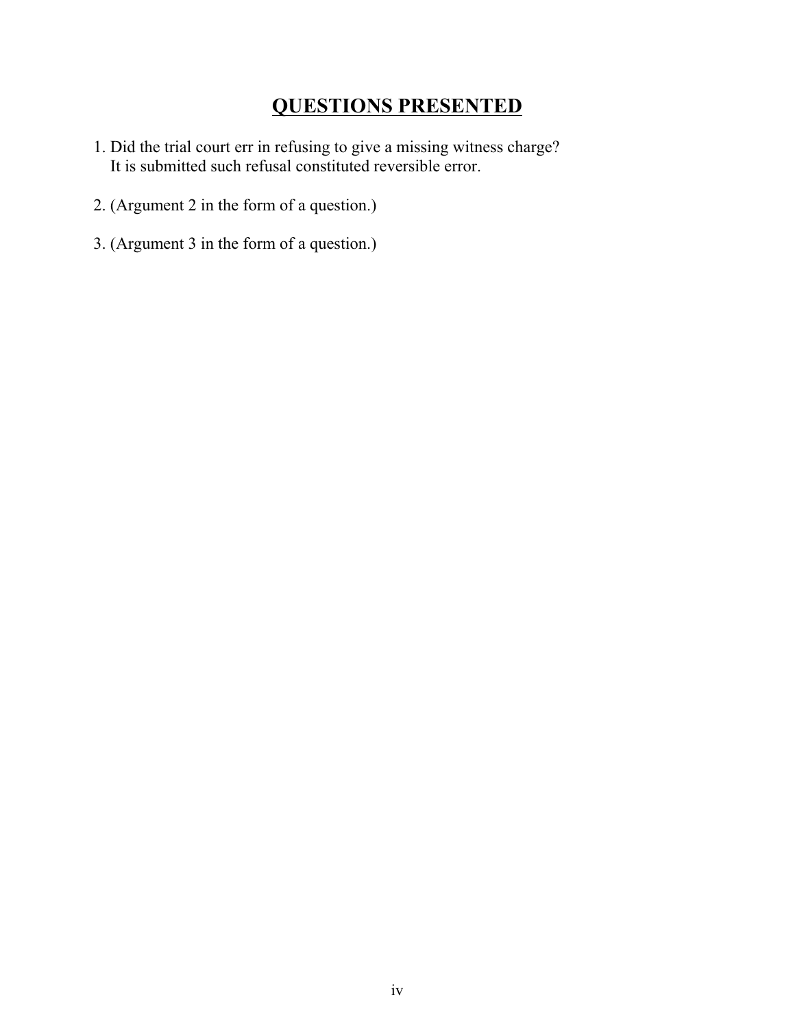# QUESTIONS PRESENTED

1. Did the trial court err in refusing to give a missing witness charge?
   It is submitted such refusal constituted reversible error.

2. (Argument 2 in the form of a question.)

3. (Argument 3 in the form of a question.)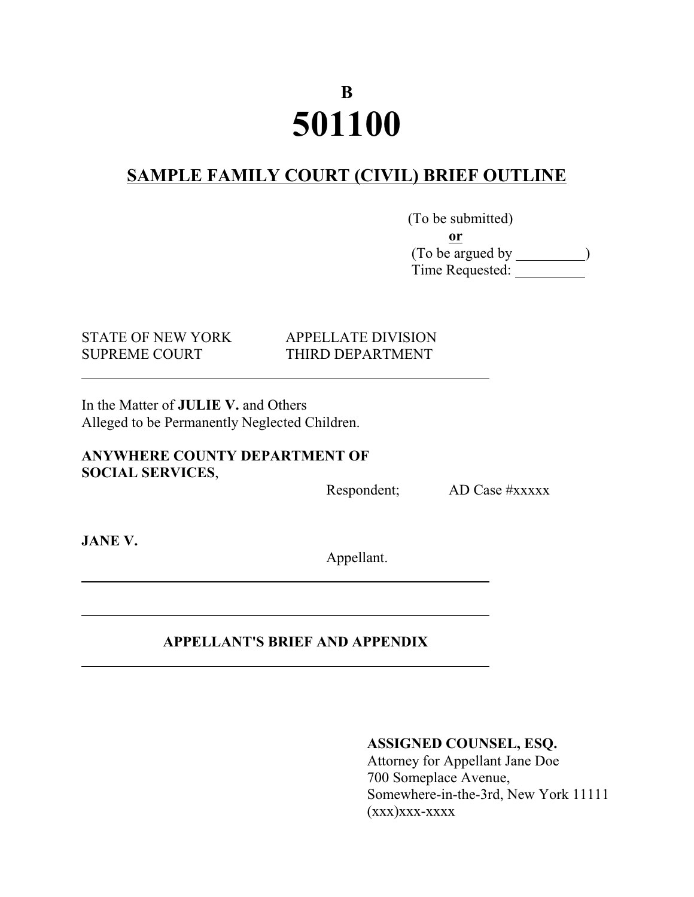**B**

# 501100

## SAMPLE FAMILY COURT (CIVIL) BRIEF OUTLINE

(To be submitted)

**or**

(To be argued by __________)

Time Requested: __________

STATE OF NEW YORK SUPREME COURT — APPELLATE DIVISION THIRD DEPARTMENT

---

In the Matter of **JULIE V.** and Others
Alleged to be Permanently Neglected Children.

**ANYWHERE COUNTY DEPARTMENT OF SOCIAL SERVICES**,

Respondent; AD Case #xxxxx

**JANE V.**

Appellant.

---

---

**APPELLANT'S BRIEF AND APPENDIX**

---

**ASSIGNED COUNSEL, ESQ.**
Attorney for Appellant Jane Doe
700 Someplace Avenue,
Somewhere-in-the-3rd, New York 11111
(xxx)xxx-xxxx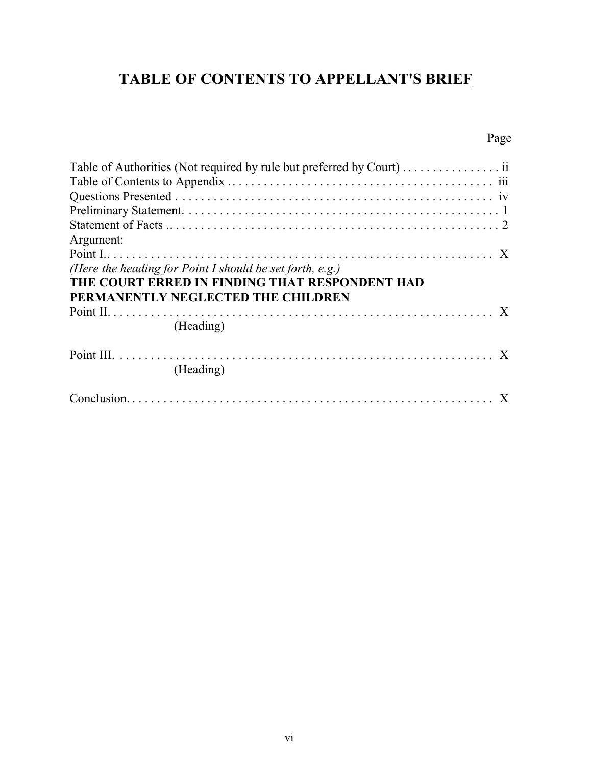# TABLE OF CONTENTS TO APPELLANT'S BRIEF

| | Page |
|---|---|
| Table of Authorities (Not required by rule but preferred by Court) | ii |
| Table of Contents to Appendix | iii |
| Questions Presented | iv |
| Preliminary Statement. | 1 |
| Statement of Facts | 2 |
| Argument: | |
| Point I. | X |
| *(Here the heading for Point I should be set forth, e.g.)* **THE COURT ERRED IN FINDING THAT RESPONDENT HAD PERMANENTLY NEGLECTED THE CHILDREN** | |
| Point II. | X |
| (Heading) | |
| Point III. | X |
| (Heading) | |
| Conclusion. | X |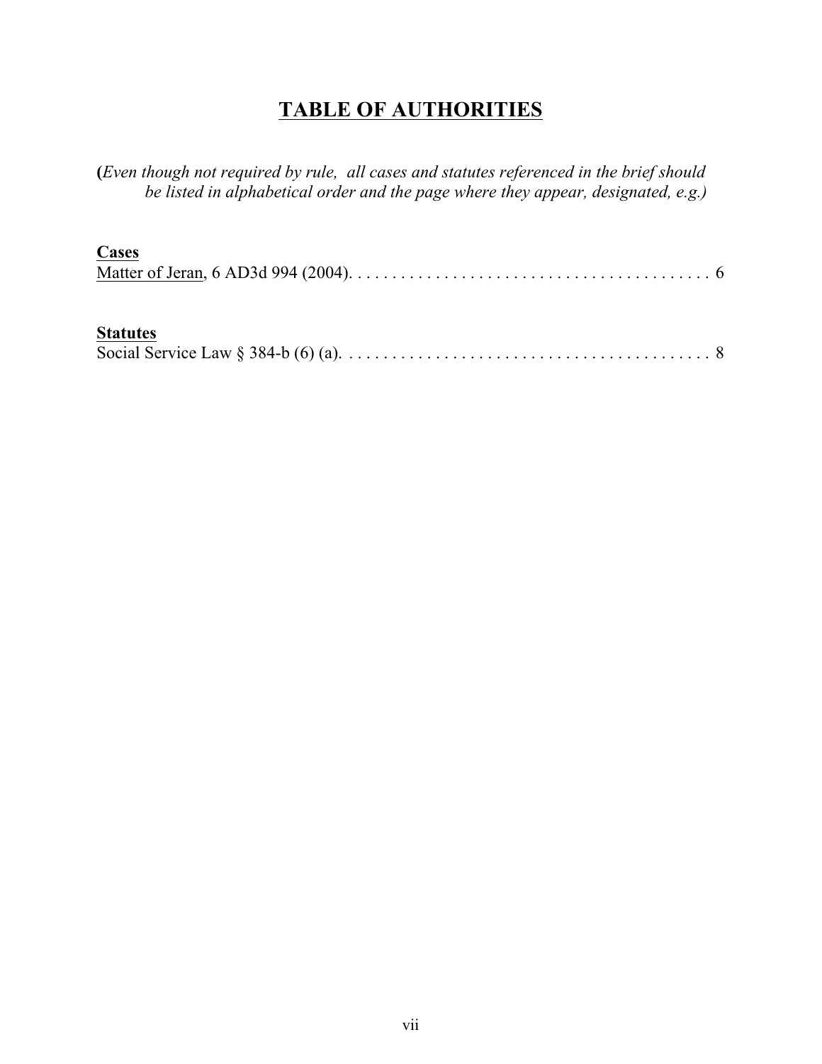# TABLE OF AUTHORITIES

**(***Even though not required by rule, all cases and statutes referenced in the brief should be listed in alphabetical order and the page where they appear, designated, e.g.)*

**Cases**

Matter of Jeran, 6 AD3d 994 (2004). . . . . . . . . . . . . . . . . . . . . . . . . . . . . . . . . . . . . . . . . . 6

**Statutes**

Social Service Law § 384-b (6) (a). . . . . . . . . . . . . . . . . . . . . . . . . . . . . . . . . . . . . . . . . . . 8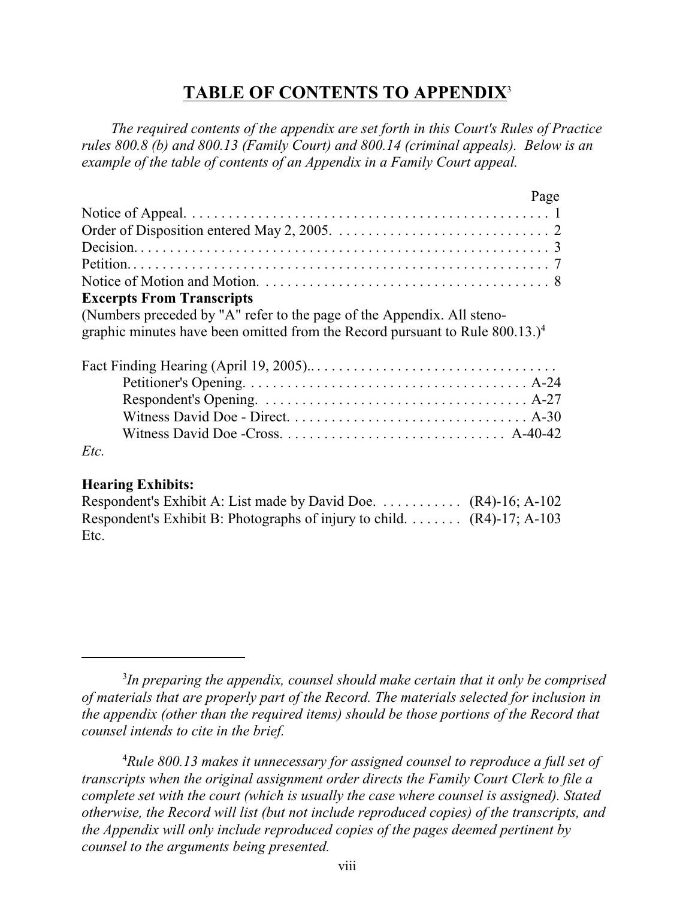# TABLE OF CONTENTS TO APPENDIX[3]

*The required contents of the appendix are set forth in this Court's Rules of Practice rules 800.8 (b) and 800.13 (Family Court) and 800.14 (criminal appeals). Below is an example of the table of contents of an Appendix in a Family Court appeal.*

| | Page |
|---|---|
| Notice of Appeal. | 1 |
| Order of Disposition entered May 2, 2005. | 2 |
| Decision. | 3 |
| Petition. | 7 |
| Notice of Motion and Motion. | 8 |

**Excerpts From Transcripts**

(Numbers preceded by "A" refer to the page of the Appendix. All stenographic minutes have been omitted from the Record pursuant to Rule 800.13.)[4]

| | |
|---|---|
| Fact Finding Hearing (April 19, 2005). | |
| Petitioner's Opening. | A-24 |
| Respondent's Opening. | A-27 |
| Witness David Doe - Direct. | A-30 |
| Witness David Doe -Cross. | A-40-42 |

*Etc.*

**Hearing Exhibits:**

| | |
|---|---|
| Respondent's Exhibit A: List made by David Doe. | (R4)-16; A-102 |
| Respondent's Exhibit B: Photographs of injury to child. | (R4)-17; A-103 |

Etc.

---

[3] *In preparing the appendix, counsel should make certain that it only be comprised of materials that are properly part of the Record. The materials selected for inclusion in the appendix (other than the required items) should be those portions of the Record that counsel intends to cite in the brief.*

[4] *Rule 800.13 makes it unnecessary for assigned counsel to reproduce a full set of transcripts when the original assignment order directs the Family Court Clerk to file a complete set with the court (which is usually the case where counsel is assigned). Stated otherwise, the Record will list (but not include reproduced copies) of the transcripts, and the Appendix will only include reproduced copies of the pages deemed pertinent by counsel to the arguments being presented.*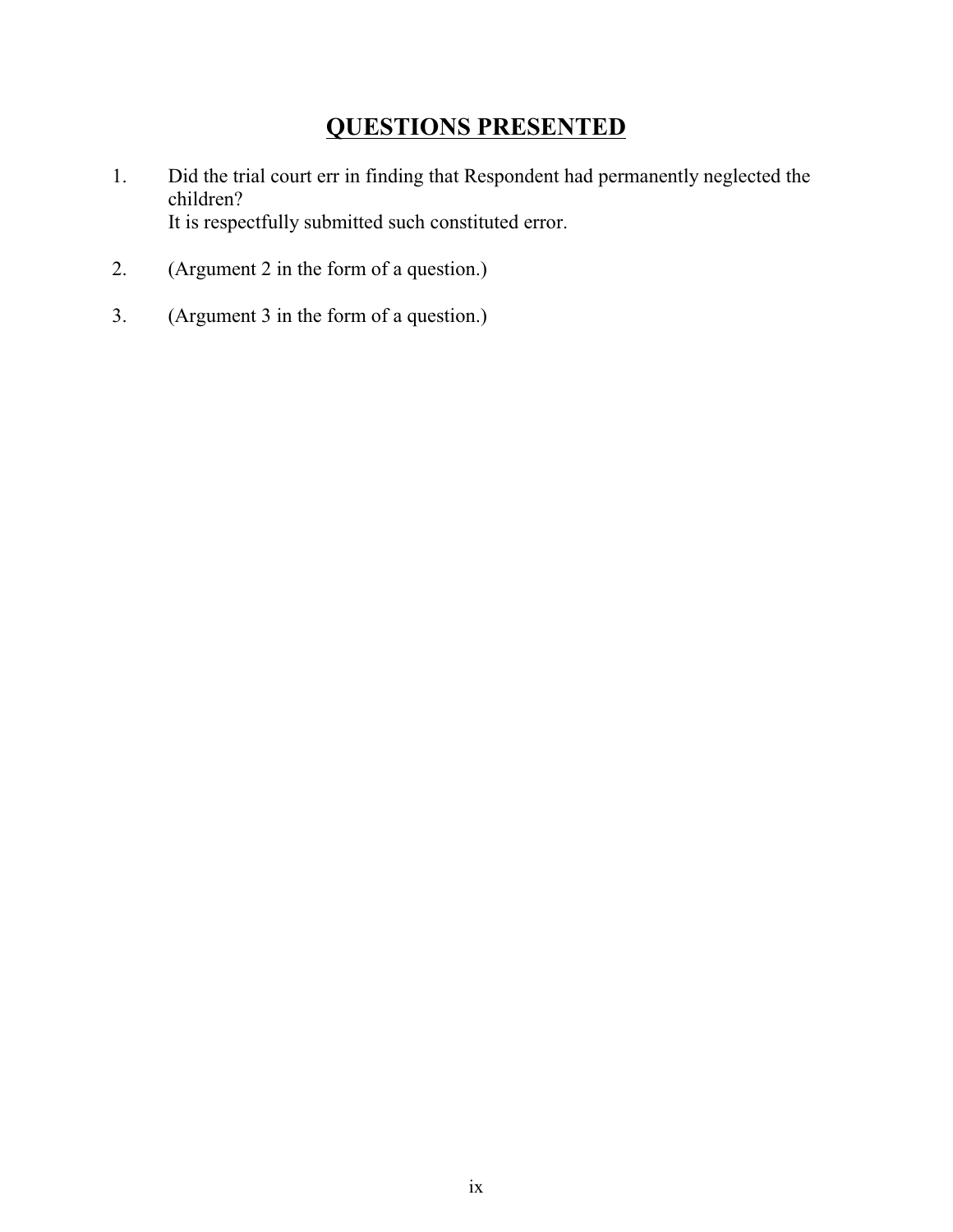# QUESTIONS PRESENTED

1. Did the trial court err in finding that Respondent had permanently neglected the children?
   It is respectfully submitted such constituted error.

2. (Argument 2 in the form of a question.)

3. (Argument 3 in the form of a question.)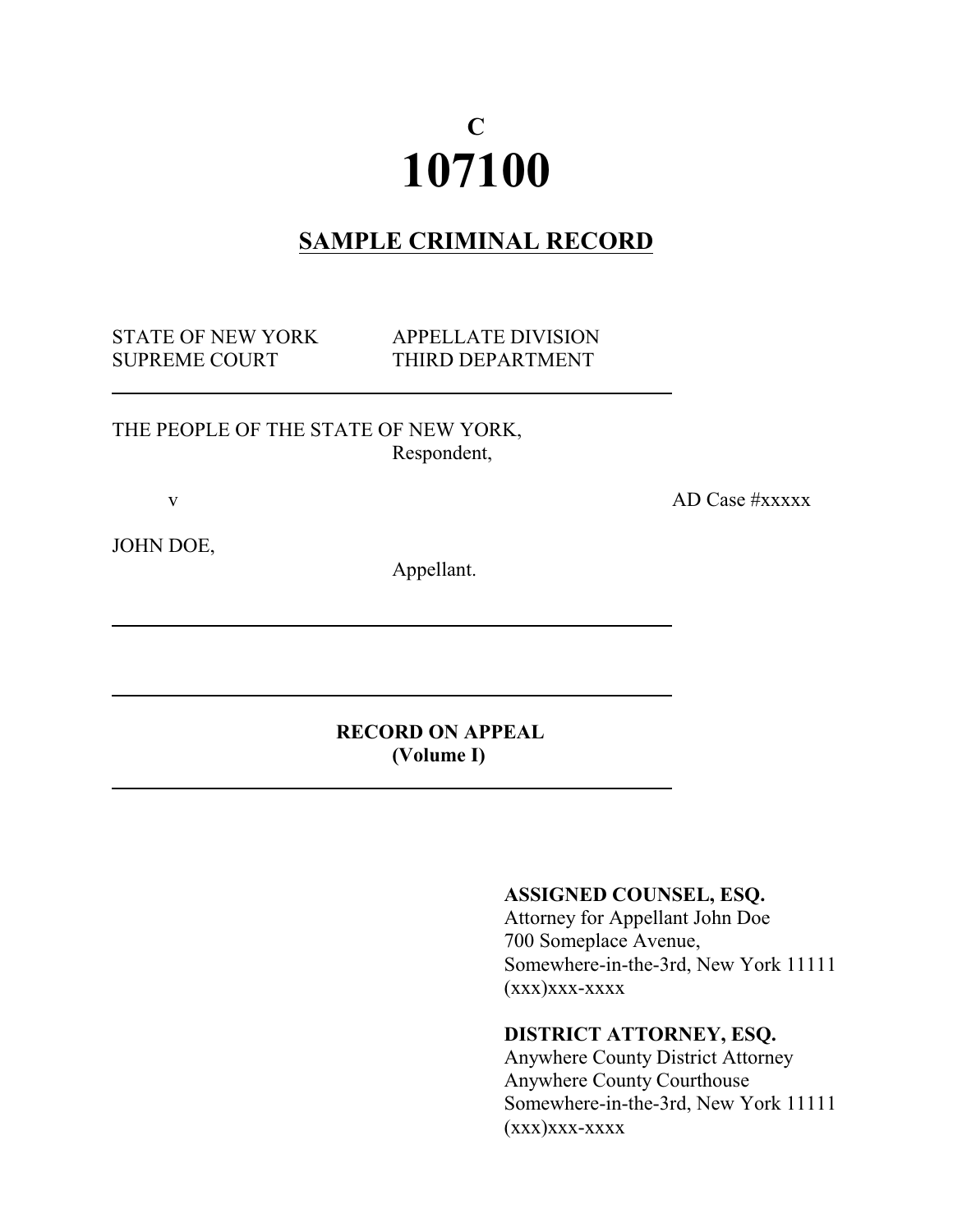**C**

# 107100

## SAMPLE CRIMINAL RECORD

STATE OF NEW YORK　　APPELLATE DIVISION
SUPREME COURT　　THIRD DEPARTMENT

---

THE PEOPLE OF THE STATE OF NEW YORK,
Respondent,

v　　AD Case #xxxxx

JOHN DOE,
Appellant.

---

---

**RECORD ON APPEAL**
**(Volume I)**

---

**ASSIGNED COUNSEL, ESQ.**
Attorney for Appellant John Doe
700 Someplace Avenue,
Somewhere-in-the-3rd, New York 11111
(xxx)xxx-xxxx

**DISTRICT ATTORNEY, ESQ.**
Anywhere County District Attorney
Anywhere County Courthouse
Somewhere-in-the-3rd, New York 11111
(xxx)xxx-xxxx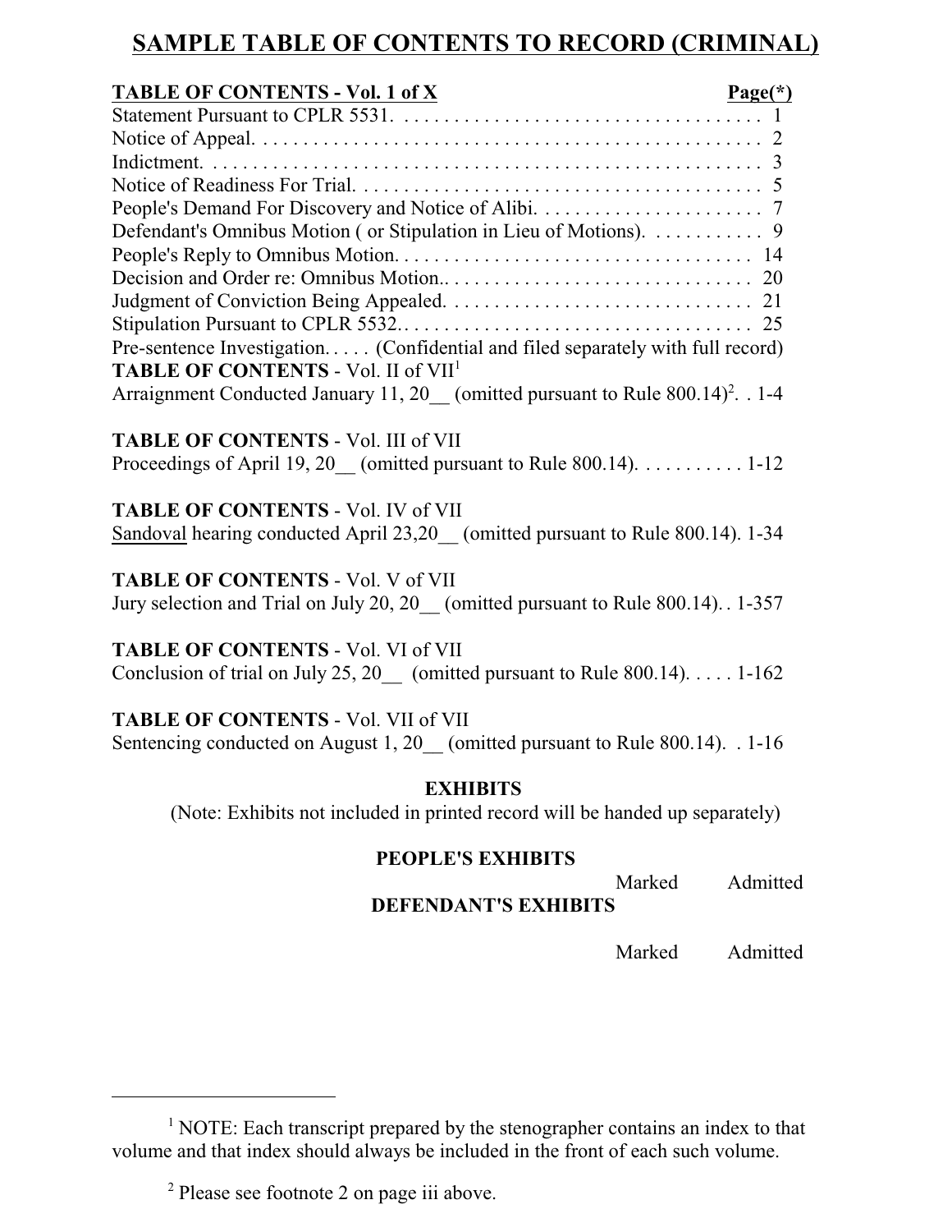# SAMPLE TABLE OF CONTENTS TO RECORD (CRIMINAL)

| TABLE OF CONTENTS - Vol. 1 of X | Page(*) |
|---|---|
| Statement Pursuant to CPLR 5531. | 1 |
| Notice of Appeal. | 2 |
| Indictment. | 3 |
| Notice of Readiness For Trial. | 5 |
| People's Demand For Discovery and Notice of Alibi. | 7 |
| Defendant's Omnibus Motion ( or Stipulation in Lieu of Motions). | 9 |
| People's Reply to Omnibus Motion. | 14 |
| Decision and Order re: Omnibus Motion.. | 20 |
| Judgment of Conviction Being Appealed. | 21 |
| Stipulation Pursuant to CPLR 5532. | 25 |
| Pre-sentence Investigation. | (Confidential and filed separately with full record) |

**TABLE OF CONTENTS** - Vol. II of VII[1]

Arraignment Conducted January 11, 20__ (omitted pursuant to Rule 800.14)[2]. . 1-4

**TABLE OF CONTENTS** - Vol. III of VII

Proceedings of April 19, 20__ (omitted pursuant to Rule 800.14). . . . . . . . . . . 1-12

**TABLE OF CONTENTS** - Vol. IV of VII

Sandoval hearing conducted April 23,20__ (omitted pursuant to Rule 800.14). 1-34

**TABLE OF CONTENTS** - Vol. V of VII

Jury selection and Trial on July 20, 20__ (omitted pursuant to Rule 800.14). . 1-357

**TABLE OF CONTENTS** - Vol. VI of VII

Conclusion of trial on July 25, 20__ (omitted pursuant to Rule 800.14). . . . . 1-162

**TABLE OF CONTENTS** - Vol. VII of VII

Sentencing conducted on August 1, 20__ (omitted pursuant to Rule 800.14). . 1-16

**EXHIBITS**

(Note: Exhibits not included in printed record will be handed up separately)

**PEOPLE'S EXHIBITS**

| | Marked | Admitted |
|---|---|---|

**DEFENDANT'S EXHIBITS**

| | Marked | Admitted |
|---|---|---|

---

[1] NOTE: Each transcript prepared by the stenographer contains an index to that volume and that index should always be included in the front of each such volume.

[2] Please see footnote 2 on page iii above.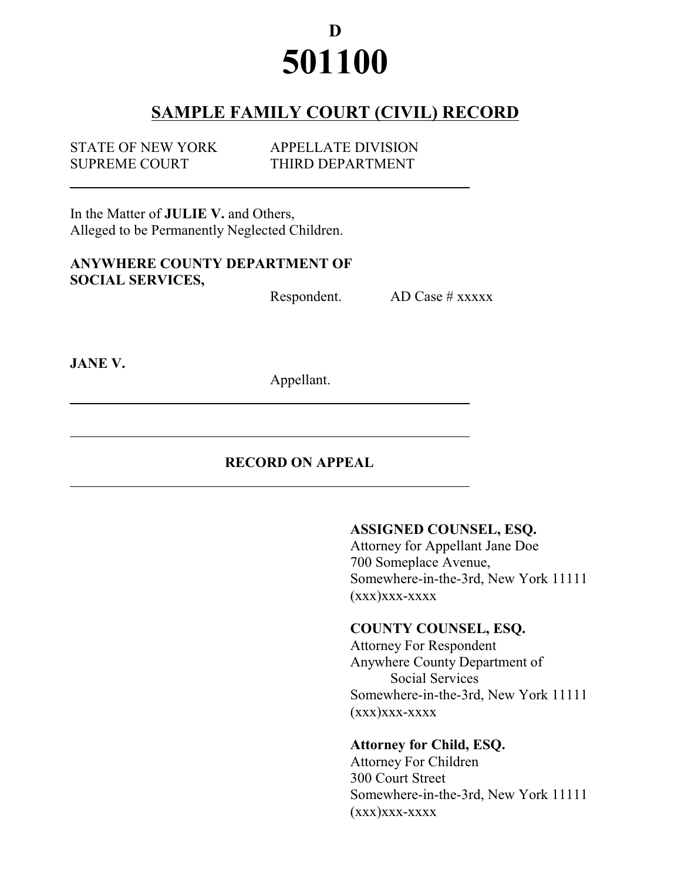**D**

# 501100

## SAMPLE FAMILY COURT (CIVIL) RECORD

STATE OF NEW YORK APPELLATE DIVISION
SUPREME COURT THIRD DEPARTMENT

---

In the Matter of **JULIE V.** and Others,
Alleged to be Permanently Neglected Children.

**ANYWHERE COUNTY DEPARTMENT OF SOCIAL SERVICES,**

Respondent. AD Case # xxxxx

**JANE V.**

Appellant.

---

---

**RECORD ON APPEAL**

---

**ASSIGNED COUNSEL, ESQ.**
Attorney for Appellant Jane Doe
700 Someplace Avenue,
Somewhere-in-the-3rd, New York 11111
(xxx)xxx-xxxx

**COUNTY COUNSEL, ESQ.**
Attorney For Respondent
Anywhere County Department of
Social Services
Somewhere-in-the-3rd, New York 11111
(xxx)xxx-xxxx

**Attorney for Child, ESQ.**
Attorney For Children
300 Court Street
Somewhere-in-the-3rd, New York 11111
(xxx)xxx-xxxx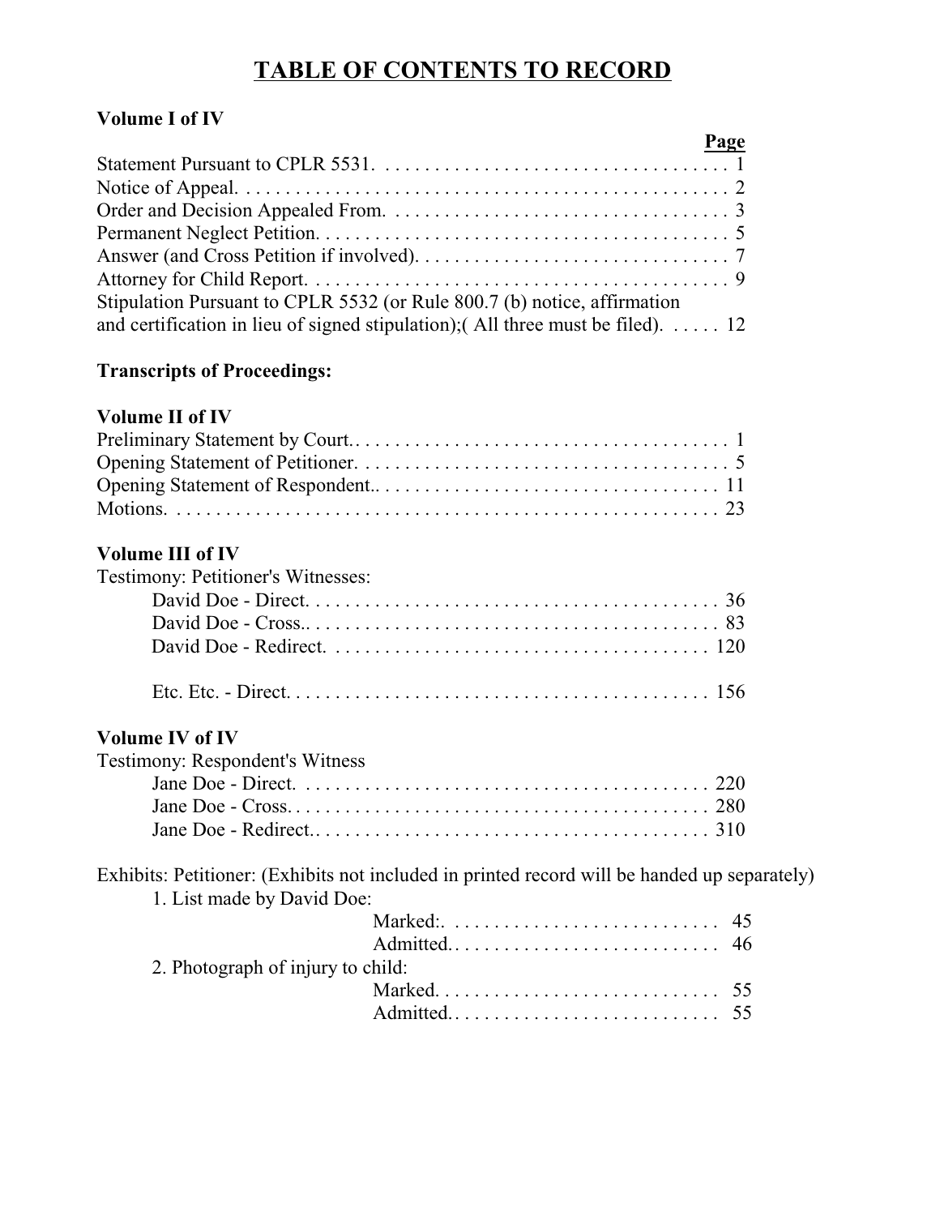# TABLE OF CONTENTS TO RECORD

**Volume I of IV**

| | Page |
|---|---|
| Statement Pursuant to CPLR 5531. | 1 |
| Notice of Appeal. | 2 |
| Order and Decision Appealed From. | 3 |
| Permanent Neglect Petition. | 5 |
| Answer (and Cross Petition if involved). | 7 |
| Attorney for Child Report. | 9 |
| Stipulation Pursuant to CPLR 5532 (or Rule 800.7 (b) notice, affirmation and certification in lieu of signed stipulation);( All three must be filed). | 12 |

**Transcripts of Proceedings:**

**Volume II of IV**

| | |
|---|---|
| Preliminary Statement by Court.. | 1 |
| Opening Statement of Petitioner. | 5 |
| Opening Statement of Respondent.. | 11 |
| Motions. | 23 |

**Volume III of IV**

Testimony: Petitioner's Witnesses:

| | |
|---|---|
| David Doe - Direct. | 36 |
| David Doe - Cross.. | 83 |
| David Doe - Redirect. | 120 |
| Etc. Etc. - Direct. | 156 |

**Volume IV of IV**

Testimony: Respondent's Witness

| | |
|---|---|
| Jane Doe - Direct. | 220 |
| Jane Doe - Cross. | 280 |
| Jane Doe - Redirect.. | 310 |

Exhibits: Petitioner: (Exhibits not included in printed record will be handed up separately)

1. List made by David Doe:

| | |
|---|---|
| Marked:. | 45 |
| Admitted.. | 46 |

2. Photograph of injury to child:

| | |
|---|---|
| Marked. | 55 |
| Admitted.. | 55 |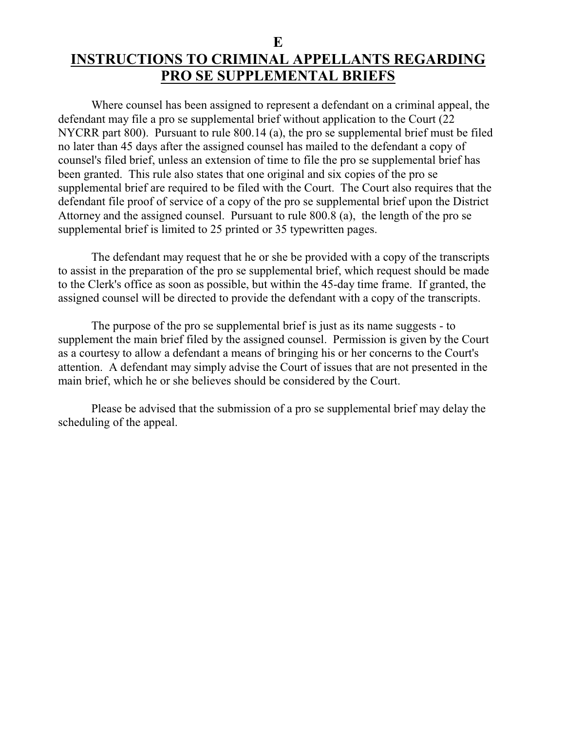**E**

# INSTRUCTIONS TO CRIMINAL APPELLANTS REGARDING PRO SE SUPPLEMENTAL BRIEFS

Where counsel has been assigned to represent a defendant on a criminal appeal, the defendant may file a pro se supplemental brief without application to the Court (22 NYCRR part 800). Pursuant to rule 800.14 (a), the pro se supplemental brief must be filed no later than 45 days after the assigned counsel has mailed to the defendant a copy of counsel's filed brief, unless an extension of time to file the pro se supplemental brief has been granted. This rule also states that one original and six copies of the pro se supplemental brief are required to be filed with the Court. The Court also requires that the defendant file proof of service of a copy of the pro se supplemental brief upon the District Attorney and the assigned counsel. Pursuant to rule 800.8 (a), the length of the pro se supplemental brief is limited to 25 printed or 35 typewritten pages.

The defendant may request that he or she be provided with a copy of the transcripts to assist in the preparation of the pro se supplemental brief, which request should be made to the Clerk's office as soon as possible, but within the 45-day time frame. If granted, the assigned counsel will be directed to provide the defendant with a copy of the transcripts.

The purpose of the pro se supplemental brief is just as its name suggests - to supplement the main brief filed by the assigned counsel. Permission is given by the Court as a courtesy to allow a defendant a means of bringing his or her concerns to the Court's attention. A defendant may simply advise the Court of issues that are not presented in the main brief, which he or she believes should be considered by the Court.

Please be advised that the submission of a pro se supplemental brief may delay the scheduling of the appeal.